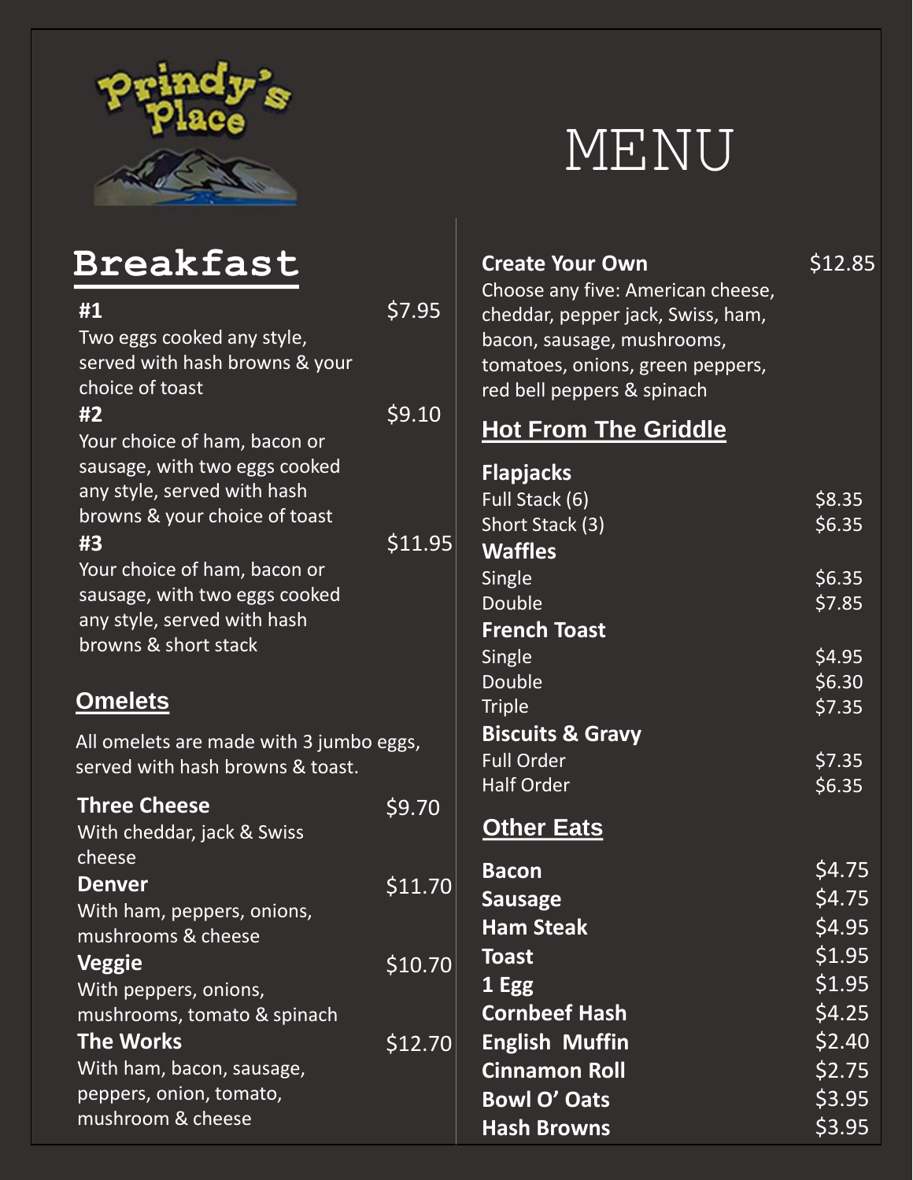Prindy's Place

# MENU

## Breakfast

**#1** $7.95
Two eggs cooked any style, served with hash browns & your choice of toast

**#2** $9.10
Your choice of ham, bacon or sausage, with two eggs cooked any style, served with hash browns & your choice of toast

**#3** $11.95
Your choice of ham, bacon or sausage, with two eggs cooked any style, served with hash browns & short stack

### Omelets

All omelets are made with 3 jumbo eggs, served with hash browns & toast.

**Three Cheese** $9.70
With cheddar, jack & Swiss cheese

**Denver** $11.70
With ham, peppers, onions, mushrooms & cheese

**Veggie** $10.70
With peppers, onions, mushrooms, tomato & spinach

**The Works** $12.70
With ham, bacon, sausage, peppers, onion, tomato, mushroom & cheese

**Create Your Own** $12.85
Choose any five: American cheese, cheddar, pepper jack, Swiss, ham, bacon, sausage, mushrooms, tomatoes, onions, green peppers, red bell peppers & spinach

### Hot From The Griddle

**Flapjacks**

| | |
|---|---|
| Full Stack (6) | $8.35 |
| Short Stack (3) | $6.35 |

**Waffles**

| | |
|---|---|
| Single | $6.35 |
| Double | $7.85 |

**French Toast**

| | |
|---|---|
| Single | $4.95 |
| Double | $6.30 |
| Triple | $7.35 |

**Biscuits & Gravy**

| | |
|---|---|
| Full Order | $7.35 |
| Half Order | $6.35 |

### Other Eats

| | |
|---|---|
| **Bacon** | $4.75 |
| **Sausage** | $4.75 |
| **Ham Steak** | $4.95 |
| **Toast** | $1.95 |
| **1 Egg** | $1.95 |
| **Cornbeef Hash** | $4.25 |
| **English Muffin** | $2.40 |
| **Cinnamon Roll** | $2.75 |
| **Bowl O' Oats** | $3.95 |
| **Hash Browns** | $3.95 |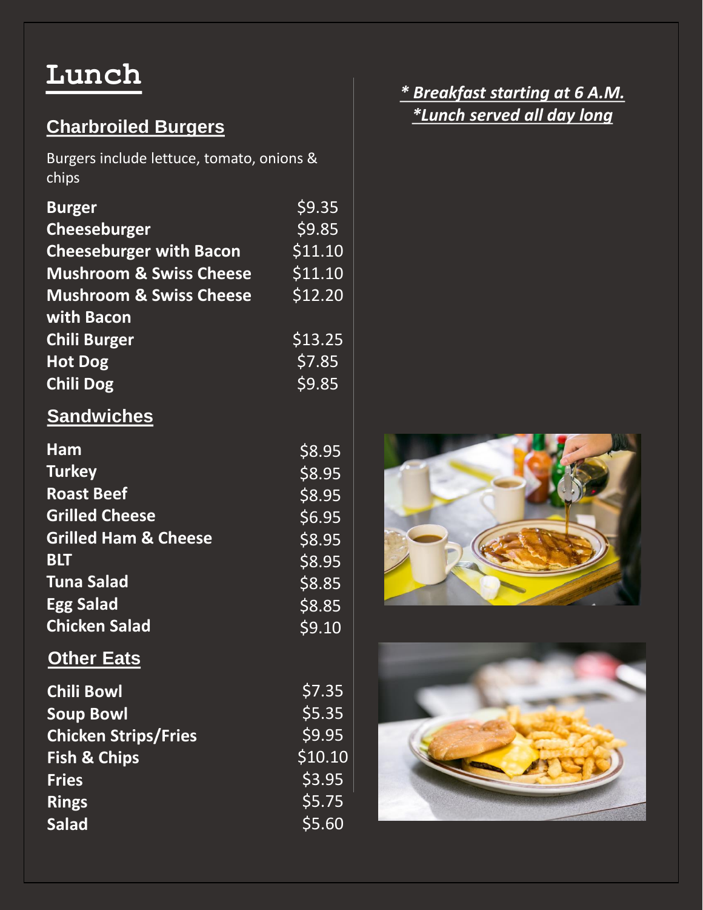# Lunch

## Charbroiled Burgers

Burgers include lettuce, tomato, onions & chips

| | |
|---|---|
| **Burger** | $9.35 |
| **Cheeseburger** | $9.85 |
| **Cheeseburger with Bacon** | $11.10 |
| **Mushroom & Swiss Cheese** | $11.10 |
| **Mushroom & Swiss Cheese with Bacon** | $12.20 |
| **Chili Burger** | $13.25 |
| **Hot Dog** | $7.85 |
| **Chili Dog** | $9.85 |

## Sandwiches

| | |
|---|---|
| **Ham** | $8.95 |
| **Turkey** | $8.95 |
| **Roast Beef** | $8.95 |
| **Grilled Cheese** | $6.95 |
| **Grilled Ham & Cheese** | $8.95 |
| **BLT** | $8.95 |
| **Tuna Salad** | $8.85 |
| **Egg Salad** | $8.85 |
| **Chicken Salad** | $9.10 |

## Other Eats

| | |
|---|---|
| **Chili Bowl** | $7.35 |
| **Soup Bowl** | $5.35 |
| **Chicken Strips/Fries** | $9.95 |
| **Fish & Chips** | $10.10 |
| **Fries** | $3.95 |
| **Rings** | $5.75 |
| **Salad** | $5.60 |

***\* Breakfast starting at 6 A.M.***

***\*Lunch served all day long***